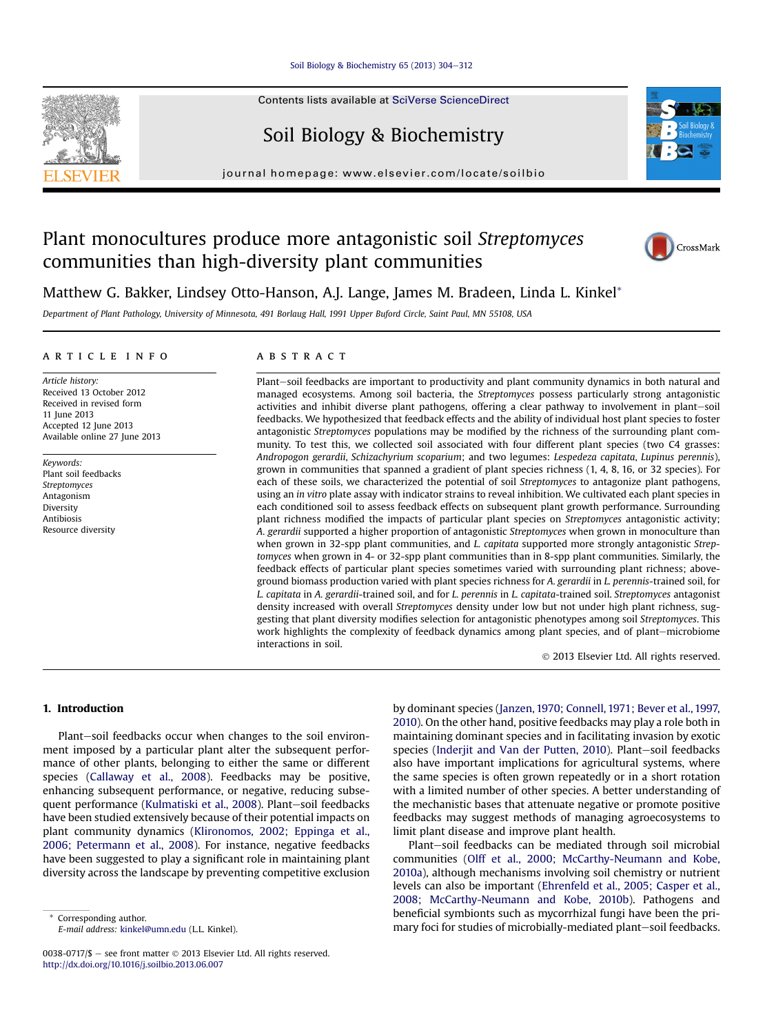# Plant monocultures produce more antagonistic soil *Streptomyces* communities than high-diversity plant communities

Matthew G. Bakker, Lindsey Otto-Hanson, A.J. Lange, James M. Bradeen, Linda L. Kinkel*

*Department of Plant Pathology, University of Minnesota, 491 Borlaug Hall, 1991 Upper Buford Circle, Saint Paul, MN 55108, USA*

## ARTICLE INFO

*Article history:*
Received 13 October 2012
Received in revised form
11 June 2013
Accepted 12 June 2013
Available online 27 June 2013

*Keywords:*
Plant soil feedbacks
*Streptomyces*
Antagonism
Diversity
Antibiosis
Resource diversity

## ABSTRACT

Plant–soil feedbacks are important to productivity and plant community dynamics in both natural and managed ecosystems. Among soil bacteria, the *Streptomyces* possess particularly strong antagonistic activities and inhibit diverse plant pathogens, offering a clear pathway to involvement in plant–soil feedbacks. We hypothesized that feedback effects and the ability of individual host plant species to foster antagonistic *Streptomyces* populations may be modified by the richness of the surrounding plant community. To test this, we collected soil associated with four different plant species (two C4 grasses: *Andropogon gerardii*, *Schizachyrium scoparium*; and two legumes: *Lespedeza capitata*, *Lupinus perennis*), grown in communities that spanned a gradient of plant species richness (1, 4, 8, 16, or 32 species). For each of these soils, we characterized the potential of soil *Streptomyces* to antagonize plant pathogens, using an *in vitro* plate assay with indicator strains to reveal inhibition. We cultivated each plant species in each conditioned soil to assess feedback effects on subsequent plant growth performance. Surrounding plant richness modified the impacts of particular plant species on *Streptomyces* antagonistic activity; *A. gerardii* supported a higher proportion of antagonistic *Streptomyces* when grown in monoculture than when grown in 32-spp plant communities, and *L. capitata* supported more strongly antagonistic *Streptomyces* when grown in 4- or 32-spp plant communities than in 8-spp plant communities. Similarly, the feedback effects of particular plant species sometimes varied with surrounding plant richness; aboveground biomass production varied with plant species richness for *A. gerardii* in *L. perennis*-trained soil, for *L. capitata* in *A. gerardii*-trained soil, and for *L. perennis* in *L. capitata*-trained soil. *Streptomyces* antagonist density increased with overall *Streptomyces* density under low but not under high plant richness, suggesting that plant diversity modifies selection for antagonistic phenotypes among soil *Streptomyces*. This work highlights the complexity of feedback dynamics among plant species, and of plant–microbiome interactions in soil.

© 2013 Elsevier Ltd. All rights reserved.

## 1. Introduction

Plant–soil feedbacks occur when changes to the soil environment imposed by a particular plant alter the subsequent performance of other plants, belonging to either the same or different species (Callaway et al., 2008). Feedbacks may be positive, enhancing subsequent performance, or negative, reducing subsequent performance (Kulmatiski et al., 2008). Plant–soil feedbacks have been studied extensively because of their potential impacts on plant community dynamics (Klironomos, 2002; Eppinga et al., 2006; Petermann et al., 2008). For instance, negative feedbacks have been suggested to play a significant role in maintaining plant diversity across the landscape by preventing competitive exclusion by dominant species (Janzen, 1970; Connell, 1971; Bever et al., 1997, 2010). On the other hand, positive feedbacks may play a role both in maintaining dominant species and in facilitating invasion by exotic species (Inderjit and Van der Putten, 2010). Plant–soil feedbacks also have important implications for agricultural systems, where the same species is often grown repeatedly or in a short rotation with a limited number of other species. A better understanding of the mechanistic bases that attenuate negative or promote positive feedbacks may suggest methods of managing agroecosystems to limit plant disease and improve plant health.

Plant–soil feedbacks can be mediated through soil microbial communities (Olff et al., 2000; McCarthy-Neumann and Kobe, 2010a), although mechanisms involving soil chemistry or nutrient levels can also be important (Ehrenfeld et al., 2005; Casper et al., 2008; McCarthy-Neumann and Kobe, 2010b). Pathogens and beneficial symbionts such as mycorrhizal fungi have been the primary foci for studies of microbially-mediated plant–soil feedbacks.

\* Corresponding author.
E-mail address: kinkel@umn.edu (L.L. Kinkel).

0038-0717/$ – see front matter © 2013 Elsevier Ltd. All rights reserved.
http://dx.doi.org/10.1016/j.soilbio.2013.06.007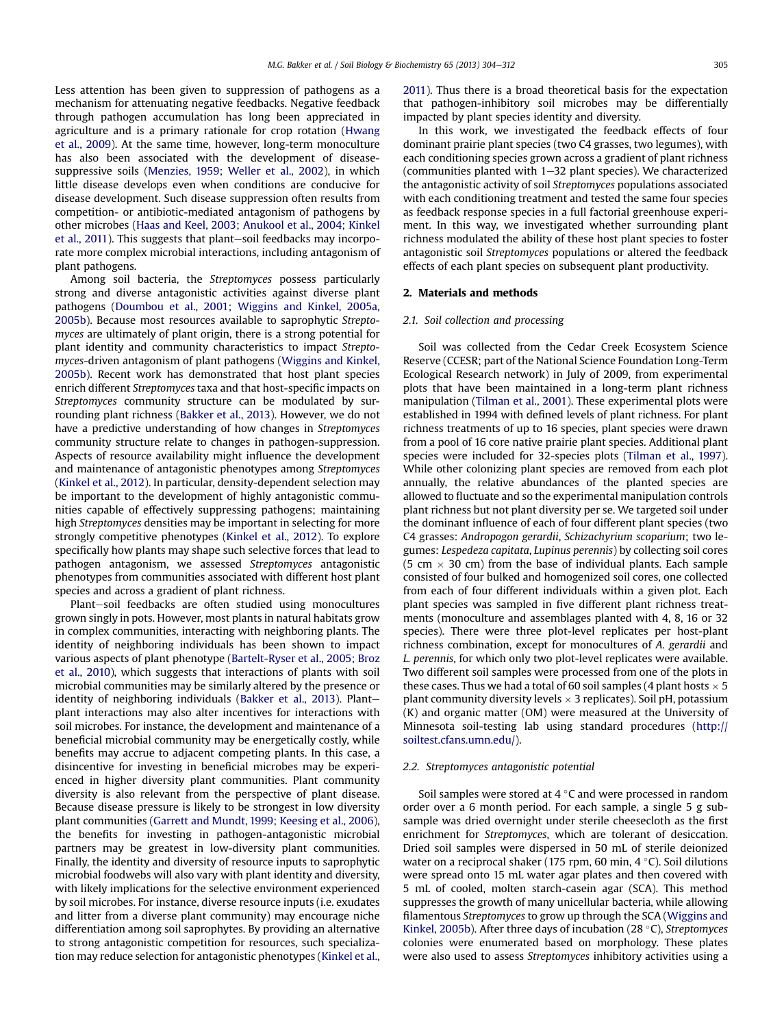Less attention has been given to suppression of pathogens as a mechanism for attenuating negative feedbacks. Negative feedback through pathogen accumulation has long been appreciated in agriculture and is a primary rationale for crop rotation (Hwang et al., 2009). At the same time, however, long-term monoculture has also been associated with the development of disease-suppressive soils (Menzies, 1959; Weller et al., 2002), in which little disease develops even when conditions are conducive for disease development. Such disease suppression often results from competition- or antibiotic-mediated antagonism of pathogens by other microbes (Haas and Keel, 2003; Anukool et al., 2004; Kinkel et al., 2011). This suggests that plant–soil feedbacks may incorporate more complex microbial interactions, including antagonism of plant pathogens.

Among soil bacteria, the *Streptomyces* possess particularly strong and diverse antagonistic activities against diverse plant pathogens (Doumbou et al., 2001; Wiggins and Kinkel, 2005a, 2005b). Because most resources available to saprophytic *Streptomyces* are ultimately of plant origin, there is a strong potential for plant identity and community characteristics to impact *Streptomyces*-driven antagonism of plant pathogens (Wiggins and Kinkel, 2005b). Recent work has demonstrated that host plant species enrich different *Streptomyces* taxa and that host-specific impacts on *Streptomyces* community structure can be modulated by surrounding plant richness (Bakker et al., 2013). However, we do not have a predictive understanding of how changes in *Streptomyces* community structure relate to changes in pathogen-suppression. Aspects of resource availability might influence the development and maintenance of antagonistic phenotypes among *Streptomyces* (Kinkel et al., 2012). In particular, density-dependent selection may be important to the development of highly antagonistic communities capable of effectively suppressing pathogens; maintaining high *Streptomyces* densities may be important in selecting for more strongly competitive phenotypes (Kinkel et al., 2012). To explore specifically how plants may shape such selective forces that lead to pathogen antagonism, we assessed *Streptomyces* antagonistic phenotypes from communities associated with different host plant species and across a gradient of plant richness.

Plant–soil feedbacks are often studied using monocultures grown singly in pots. However, most plants in natural habitats grow in complex communities, interacting with neighboring plants. The identity of neighboring individuals has been shown to impact various aspects of plant phenotype (Bartelt-Ryser et al., 2005; Broz et al., 2010), which suggests that interactions of plants with soil microbial communities may be similarly altered by the presence or identity of neighboring individuals (Bakker et al., 2013). Plant–plant interactions may also alter incentives for interactions with soil microbes. For instance, the development and maintenance of a beneficial microbial community may be energetically costly, while benefits may accrue to adjacent competing plants. In this case, a disincentive for investing in beneficial microbes may be experienced in higher diversity plant communities. Plant community diversity is also relevant from the perspective of plant disease. Because disease pressure is likely to be strongest in low diversity plant communities (Garrett and Mundt, 1999; Keesing et al., 2006), the benefits for investing in pathogen-antagonistic microbial partners may be greatest in low-diversity plant communities. Finally, the identity and diversity of resource inputs to saprophytic microbial foodwebs will also vary with plant identity and diversity, with likely implications for the selective environment experienced by soil microbes. For instance, diverse resource inputs (i.e. exudates and litter from a diverse plant community) may encourage niche differentiation among soil saprophytes. By providing an alternative to strong antagonistic competition for resources, such specialization may reduce selection for antagonistic phenotypes (Kinkel et al., 2011). Thus there is a broad theoretical basis for the expectation that pathogen-inhibitory soil microbes may be differentially impacted by plant species identity and diversity.

In this work, we investigated the feedback effects of four dominant prairie plant species (two C4 grasses, two legumes), with each conditioning species grown across a gradient of plant richness (communities planted with 1–32 plant species). We characterized the antagonistic activity of soil *Streptomyces* populations associated with each conditioning treatment and tested the same four species as feedback response species in a full factorial greenhouse experiment. In this way, we investigated whether surrounding plant richness modulated the ability of these host plant species to foster antagonistic soil *Streptomyces* populations or altered the feedback effects of each plant species on subsequent plant productivity.

## 2. Materials and methods

### 2.1. Soil collection and processing

Soil was collected from the Cedar Creek Ecosystem Science Reserve (CCESR; part of the National Science Foundation Long-Term Ecological Research network) in July of 2009, from experimental plots that have been maintained in a long-term plant richness manipulation (Tilman et al., 2001). These experimental plots were established in 1994 with defined levels of plant richness. For plant richness treatments of up to 16 species, plant species were drawn from a pool of 16 core native prairie plant species. Additional plant species were included for 32-species plots (Tilman et al., 1997). While other colonizing plant species are removed from each plot annually, the relative abundances of the planted species are allowed to fluctuate and so the experimental manipulation controls plant richness but not plant diversity per se. We targeted soil under the dominant influence of each of four different plant species (two C4 grasses: *Andropogon gerardii*, *Schizachyrium scoparium*; two legumes: *Lespedeza capitata*, *Lupinus perennis*) by collecting soil cores (5 cm × 30 cm) from the base of individual plants. Each sample consisted of four bulked and homogenized soil cores, one collected from each of four different individuals within a given plot. Each plant species was sampled in five different plant richness treatments (monoculture and assemblages planted with 4, 8, 16 or 32 species). There were three plot-level replicates per host-plant richness combination, except for monocultures of *A. gerardii* and *L. perennis*, for which only two plot-level replicates were available. Two different soil samples were processed from one of the plots in these cases. Thus we had a total of 60 soil samples (4 plant hosts × 5 plant community diversity levels × 3 replicates). Soil pH, potassium (K) and organic matter (OM) were measured at the University of Minnesota soil-testing lab using standard procedures (http://soiltest.cfans.umn.edu/).

### 2.2. Streptomyces antagonistic potential

Soil samples were stored at 4 °C and were processed in random order over a 6 month period. For each sample, a single 5 g subsample was dried overnight under sterile cheesecloth as the first enrichment for *Streptomyces*, which are tolerant of desiccation. Dried soil samples were dispersed in 50 mL of sterile deionized water on a reciprocal shaker (175 rpm, 60 min, 4 °C). Soil dilutions were spread onto 15 mL water agar plates and then covered with 5 mL of cooled, molten starch-casein agar (SCA). This method suppresses the growth of many unicellular bacteria, while allowing filamentous *Streptomyces* to grow up through the SCA (Wiggins and Kinkel, 2005b). After three days of incubation (28 °C), *Streptomyces* colonies were enumerated based on morphology. These plates were also used to assess *Streptomyces* inhibitory activities using a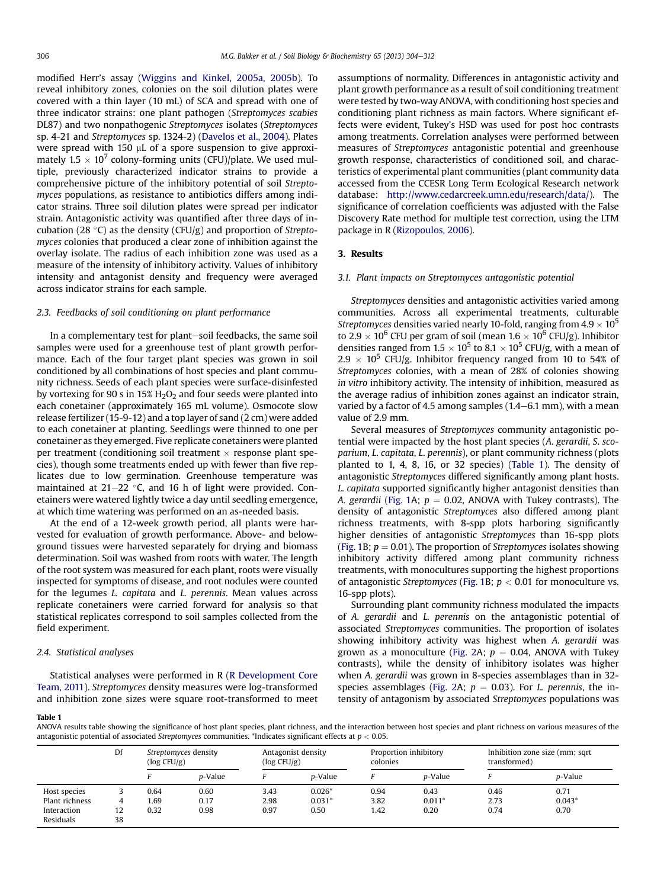modified Herr's assay (Wiggins and Kinkel, 2005a, 2005b). To reveal inhibitory zones, colonies on the soil dilution plates were covered with a thin layer (10 mL) of SCA and spread with one of three indicator strains: one plant pathogen (*Streptomyces scabies* DL87) and two nonpathogenic *Streptomyces* isolates (*Streptomyces* sp. 4-21 and *Streptomyces* sp. 1324-2) (Davelos et al., 2004). Plates were spread with 150 μL of a spore suspension to give approximately $1.5 \times 10^7$ colony-forming units (CFU)/plate. We used multiple, previously characterized indicator strains to provide a comprehensive picture of the inhibitory potential of soil *Streptomyces* populations, as resistance to antibiotics differs among indicator strains. Three soil dilution plates were spread per indicator strain. Antagonistic activity was quantified after three days of incubation (28 °C) as the density (CFU/g) and proportion of *Streptomyces* colonies that produced a clear zone of inhibition against the overlay isolate. The radius of each inhibition zone was used as a measure of the intensity of inhibitory activity. Values of inhibitory intensity and antagonist density and frequency were averaged across indicator strains for each sample.

### 2.3. Feedbacks of soil conditioning on plant performance

In a complementary test for plant–soil feedbacks, the same soil samples were used for a greenhouse test of plant growth performance. Each of the four target plant species was grown in soil conditioned by all combinations of host species and plant community richness. Seeds of each plant species were surface-disinfested by vortexing for 90 s in 15% $H_2O_2$ and four seeds were planted into each conetainer (approximately 165 mL volume). Osmocote slow release fertilizer (15-9-12) and a top layer of sand (2 cm) were added to each conetainer at planting. Seedlings were thinned to one per conetainer as they emerged. Five replicate conetainers were planted per treatment (conditioning soil treatment × response plant species), though some treatments ended up with fewer than five replicates due to low germination. Greenhouse temperature was maintained at 21–22 °C, and 16 h of light were provided. Conetainers were watered lightly twice a day until seedling emergence, at which time watering was performed on an as-needed basis.

At the end of a 12-week growth period, all plants were harvested for evaluation of growth performance. Above- and belowground tissues were harvested separately for drying and biomass determination. Soil was washed from roots with water. The length of the root system was measured for each plant, roots were visually inspected for symptoms of disease, and root nodules were counted for the legumes *L. capitata* and *L. perennis*. Mean values across replicate conetainers were carried forward for analysis so that statistical replicates correspond to soil samples collected from the field experiment.

### 2.4. Statistical analyses

Statistical analyses were performed in R (R Development Core Team, 2011). *Streptomyces* density measures were log-transformed and inhibition zone sizes were square root-transformed to meet assumptions of normality. Differences in antagonistic activity and plant growth performance as a result of soil conditioning treatment were tested by two-way ANOVA, with conditioning host species and conditioning plant richness as main factors. Where significant effects were evident, Tukey's HSD was used for post hoc contrasts among treatments. Correlation analyses were performed between measures of *Streptomyces* antagonistic potential and greenhouse growth response, characteristics of conditioned soil, and characteristics of experimental plant communities (plant community data accessed from the CCESR Long Term Ecological Research network database: http://www.cedarcreek.umn.edu/research/data/). The significance of correlation coefficients was adjusted with the False Discovery Rate method for multiple test correction, using the LTM package in R (Rizopoulos, 2006).

## 3. Results

### 3.1. Plant impacts on Streptomyces antagonistic potential

*Streptomyces* densities and antagonistic activities varied among communities. Across all experimental treatments, culturable *Streptomyces* densities varied nearly 10-fold, ranging from $4.9 \times 10^5$ to $2.9 \times 10^6$ CFU per gram of soil (mean $1.6 \times 10^6$ CFU/g). Inhibitor densities ranged from $1.5 \times 10^5$ to $8.1 \times 10^5$ CFU/g, with a mean of $2.9 \times 10^5$ CFU/g. Inhibitor frequency ranged from 10 to 54% of *Streptomyces* colonies, with a mean of 28% of colonies showing *in vitro* inhibitory activity. The intensity of inhibition, measured as the average radius of inhibition zones against an indicator strain, varied by a factor of 4.5 among samples (1.4–6.1 mm), with a mean value of 2.9 mm.

Several measures of *Streptomyces* community antagonistic potential were impacted by the host plant species (*A. gerardii*, *S. scoparium*, *L. capitata*, *L. perennis*), or plant community richness (plots planted to 1, 4, 8, 16, or 32 species) (Table 1). The density of antagonistic *Streptomyces* differed significantly among plant hosts. *L. capitata* supported significantly higher antagonist densities than *A. gerardii* (Fig. 1A; $p = 0.02$, ANOVA with Tukey contrasts). The density of antagonistic *Streptomyces* also differed among plant richness treatments, with 8-spp plots harboring significantly higher densities of antagonistic *Streptomyces* than 16-spp plots (Fig. 1B; $p = 0.01$). The proportion of *Streptomyces* isolates showing inhibitory activity differed among plant community richness treatments, with monocultures supporting the highest proportions of antagonistic *Streptomyces* (Fig. 1B; $p < 0.01$ for monoculture vs. 16-spp plots).

Surrounding plant community richness modulated the impacts of *A. gerardii* and *L. perennis* on the antagonistic potential of associated *Streptomyces* communities. The proportion of isolates showing inhibitory activity was highest when *A. gerardii* was grown as a monoculture (Fig. 2A; $p = 0.04$, ANOVA with Tukey contrasts), while the density of inhibitory isolates was higher when *A. gerardii* was grown in 8-species assemblages than in 32-species assemblages (Fig. 2A; $p = 0.03$). For *L. perennis*, the intensity of antagonism by associated *Streptomyces* populations was

**Table 1**
ANOVA results table showing the significance of host plant species, plant richness, and the interaction between host species and plant richness on various measures of the antagonistic potential of associated *Streptomyces* communities. *Indicates significant effects at $p < 0.05$.

| | Df | *Streptomyces* density (log CFU/g) | | Antagonist density (log CFU/g) | | Proportion inhibitory colonies | | Inhibition zone size (mm; sqrt transformed) | |
|---|---|---|---|---|---|---|---|---|---|
| | | F | p-Value | F | p-Value | F | p-Value | F | p-Value |
| Host species | 3 | 0.64 | 0.60 | 3.43 | 0.026* | 0.94 | 0.43 | 0.46 | 0.71 |
| Plant richness | 4 | 1.69 | 0.17 | 2.98 | 0.031* | 3.82 | 0.011* | 2.73 | 0.043* |
| Interaction | 12 | 0.32 | 0.98 | 0.97 | 0.50 | 1.42 | 0.20 | 0.74 | 0.70 |
| Residuals | 38 | | | | | | | | |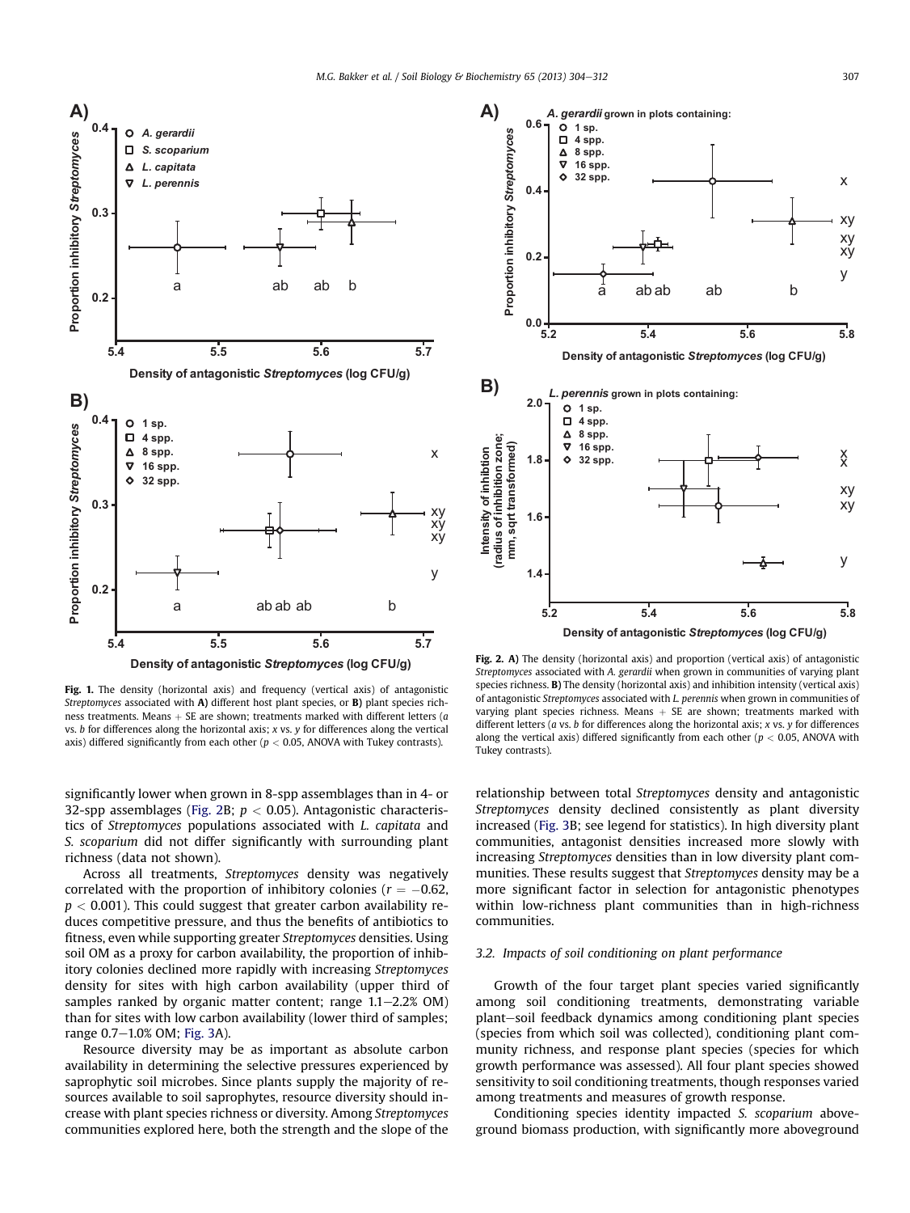Fig. 1. The density (horizontal axis) and frequency (vertical axis) of antagonistic *Streptomyces* associated with **A)** different host plant species, or **B)** plant species richness treatments. Means + SE are shown; treatments marked with different letters (*a* vs. *b* for differences along the horizontal axis; *x* vs. *y* for differences along the vertical axis) differed significantly from each other ($p < 0.05$, ANOVA with Tukey contrasts).

Fig. 2. **A)** The density (horizontal axis) and proportion (vertical axis) of antagonistic *Streptomyces* associated with *A. gerardii* when grown in communities of varying plant species richness. **B)** The density (horizontal axis) and inhibition intensity (vertical axis) of antagonistic *Streptomyces* associated with *L. perennis* when grown in communities of varying plant species richness. Means + SE are shown; treatments marked with different letters (*a* vs. *b* for differences along the horizontal axis; *x* vs. *y* for differences along the vertical axis) differed significantly from each other ($p < 0.05$, ANOVA with Tukey contrasts).

significantly lower when grown in 8-spp assemblages than in 4- or 32-spp assemblages (Fig. 2B; $p < 0.05$). Antagonistic characteristics of *Streptomyces* populations associated with *L. capitata* and *S. scoparium* did not differ significantly with surrounding plant richness (data not shown).

Across all treatments, *Streptomyces* density was negatively correlated with the proportion of inhibitory colonies ($r = -0.62$, $p < 0.001$). This could suggest that greater carbon availability reduces competitive pressure, and thus the benefits of antibiotics to fitness, even while supporting greater *Streptomyces* densities. Using soil OM as a proxy for carbon availability, the proportion of inhibitory colonies declined more rapidly with increasing *Streptomyces* density for sites with high carbon availability (upper third of samples ranked by organic matter content; range 1.1–2.2% OM) than for sites with low carbon availability (lower third of samples; range 0.7–1.0% OM; Fig. 3A).

Resource diversity may be as important as absolute carbon availability in determining the selective pressures experienced by saprophytic soil microbes. Since plants supply the majority of resources available to soil saprophytes, resource diversity should increase with plant species richness or diversity. Among *Streptomyces* communities explored here, both the strength and the slope of the relationship between total *Streptomyces* density and antagonistic *Streptomyces* density declined consistently as plant diversity increased (Fig. 3B; see legend for statistics). In high diversity plant communities, antagonist densities increased more slowly with increasing *Streptomyces* densities than in low diversity plant communities. These results suggest that *Streptomyces* density may be a more significant factor in selection for antagonistic phenotypes within low-richness plant communities than in high-richness communities.

### 3.2. Impacts of soil conditioning on plant performance

Growth of the four target plant species varied significantly among soil conditioning treatments, demonstrating variable plant–soil feedback dynamics among conditioning plant species (species from which soil was collected), conditioning plant community richness, and response plant species (species for which growth performance was assessed). All four plant species showed sensitivity to soil conditioning treatments, though responses varied among treatments and measures of growth response.

Conditioning species identity impacted *S. scoparium* aboveground biomass production, with significantly more aboveground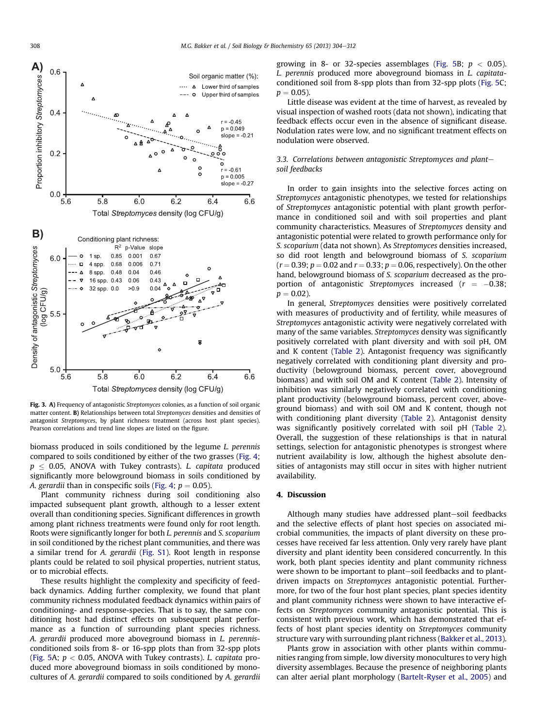Fig. 3. A) Frequency of antagonistic *Streptomyces* colonies, as a function of soil organic matter content. B) Relationships between total *Streptomyces* densities and densities of antagonist *Streptomyces*, by plant richness treatment (across host plant species). Pearson correlations and trend line slopes are listed on the figure.

biomass produced in soils conditioned by the legume *L. perennis* compared to soils conditioned by either of the two grasses (Fig. 4; $p \leq 0.05$, ANOVA with Tukey contrasts). *L. capitata* produced significantly more belowground biomass in soils conditioned by *A. gerardii* than in conspecific soils (Fig. 4; $p = 0.05$).

Plant community richness during soil conditioning also impacted subsequent plant growth, although to a lesser extent overall than conditioning species. Significant differences in growth among plant richness treatments were found only for root length. Roots were significantly longer for both *L. perennis* and *S. scoparium* in soil conditioned by the richest plant communities, and there was a similar trend for *A. gerardii* (Fig. S1). Root length in response plants could be related to soil physical properties, nutrient status, or to microbial effects.

These results highlight the complexity and specificity of feedback dynamics. Adding further complexity, we found that plant community richness modulated feedback dynamics within pairs of conditioning- and response-species. That is to say, the same conditioning host had distinct effects on subsequent plant performance as a function of surrounding plant species richness. *A. gerardii* produced more aboveground biomass in *L. perennis*-conditioned soils from 8- or 16-spp plots than from 32-spp plots (Fig. 5A; $p < 0.05$, ANOVA with Tukey contrasts). *L. capitata* produced more aboveground biomass in soils conditioned by monocultures of *A. gerardii* compared to soils conditioned by *A. gerardii* growing in 8- or 32-species assemblages (Fig. 5B; $p < 0.05$). *L. perennis* produced more aboveground biomass in *L. capitata*-conditioned soil from 8-spp plots than from 32-spp plots (Fig. 5C; $p = 0.05$).

Little disease was evident at the time of harvest, as revealed by visual inspection of washed roots (data not shown), indicating that feedback effects occur even in the absence of significant disease. Nodulation rates were low, and no significant treatment effects on nodulation were observed.

### 3.3. Correlations between antagonistic Streptomyces and plant–soil feedbacks

In order to gain insights into the selective forces acting on *Streptomyces* antagonistic phenotypes, we tested for relationships of *Streptomyces* antagonistic potential with plant growth performance in conditioned soil and with soil properties and plant community characteristics. Measures of *Streptomyces* density and antagonistic potential were related to growth performance only for *S. scoparium* (data not shown). As *Streptomyces* densities increased, so did root length and belowground biomass of *S. scoparium* ($r = 0.39$; $p = 0.02$ and $r = 0.33$; $p = 0.06$, respectively). On the other hand, belowground biomass of *S. scoparium* decreased as the proportion of antagonistic *Streptomyces* increased ($r = -0.38$; $p = 0.02$).

In general, *Streptomyces* densities were positively correlated with measures of productivity and of fertility, while measures of *Streptomyces* antagonistic activity were negatively correlated with many of the same variables. *Streptomyces* density was significantly positively correlated with plant diversity and with soil pH, OM and K content (Table 2). Antagonist frequency was significantly negatively correlated with conditioning plant diversity and productivity (belowground biomass, percent cover, aboveground biomass) and with soil OM and K content (Table 2). Intensity of inhibition was similarly negatively correlated with conditioning plant productivity (belowground biomass, percent cover, aboveground biomass) and with soil OM and K content, though not with conditioning plant diversity (Table 2). Antagonist density was significantly positively correlated with soil pH (Table 2). Overall, the suggestion of these relationships is that in natural settings, selection for antagonistic phenotypes is strongest where nutrient availability is low, although the highest absolute densities of antagonists may still occur in sites with higher nutrient availability.

## 4. Discussion

Although many studies have addressed plant–soil feedbacks and the selective effects of plant host species on associated microbial communities, the impacts of plant diversity on these processes have received far less attention. Only very rarely have plant diversity and plant identity been considered concurrently. In this work, both plant species identity and plant community richness were shown to be important to plant–soil feedbacks and to plant-driven impacts on *Streptomyces* antagonistic potential. Furthermore, for two of the four host plant species, plant species identity and plant community richness were shown to have interactive effects on *Streptomyces* community antagonistic potential. This is consistent with previous work, which has demonstrated that effects of host plant species identity on *Streptomyces* community structure vary with surrounding plant richness (Bakker et al., 2013).

Plants grow in association with other plants within communities ranging from simple, low diversity monocultures to very high diversity assemblages. Because the presence of neighboring plants can alter aerial plant morphology (Bartelt-Ryser et al., 2005) and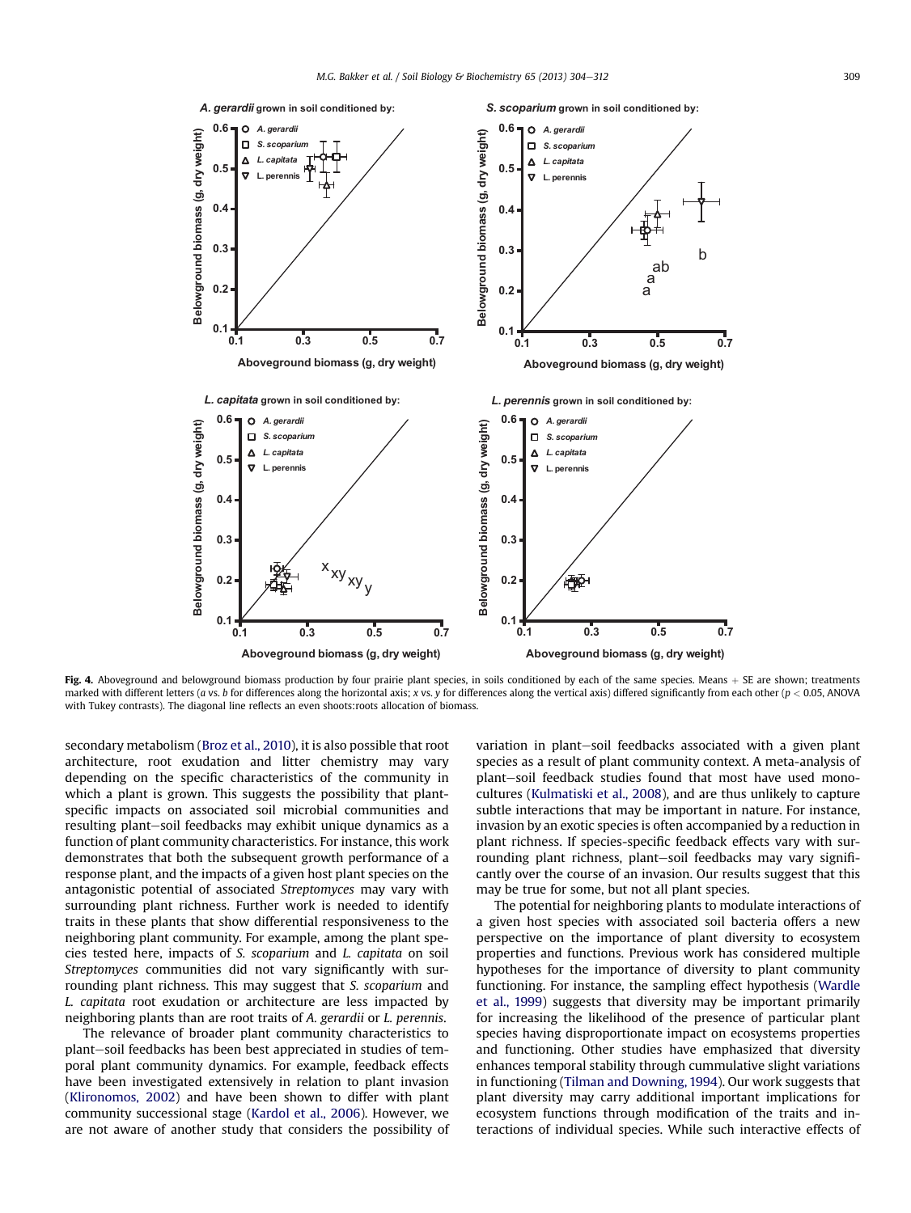Fig. 4. Aboveground and belowground biomass production by four prairie plant species, in soils conditioned by each of the same species. Means + SE are shown; treatments marked with different letters (*a* vs. *b* for differences along the horizontal axis; *x* vs. *y* for differences along the vertical axis) differed significantly from each other ($p < 0.05$, ANOVA with Tukey contrasts). The diagonal line reflects an even shoots:roots allocation of biomass.

secondary metabolism (Broz et al., 2010), it is also possible that root architecture, root exudation and litter chemistry may vary depending on the specific characteristics of the community in which a plant is grown. This suggests the possibility that plant-specific impacts on associated soil microbial communities and resulting plant–soil feedbacks may exhibit unique dynamics as a function of plant community characteristics. For instance, this work demonstrates that both the subsequent growth performance of a response plant, and the impacts of a given host plant species on the antagonistic potential of associated *Streptomyces* may vary with surrounding plant richness. Further work is needed to identify traits in these plants that show differential responsiveness to the neighboring plant community. For example, among the plant species tested here, impacts of *S. scoparium* and *L. capitata* on soil *Streptomyces* communities did not vary significantly with surrounding plant richness. This may suggest that *S. scoparium* and *L. capitata* root exudation or architecture are less impacted by neighboring plants than are root traits of *A. gerardii* or *L. perennis*.

The relevance of broader plant community characteristics to plant–soil feedbacks has been best appreciated in studies of temporal plant community dynamics. For example, feedback effects have been investigated extensively in relation to plant invasion (Klironomos, 2002) and have been shown to differ with plant community successional stage (Kardol et al., 2006). However, we are not aware of another study that considers the possibility of variation in plant–soil feedbacks associated with a given plant species as a result of plant community context. A meta-analysis of plant–soil feedback studies found that most have used monocultures (Kulmatiski et al., 2008), and are thus unlikely to capture subtle interactions that may be important in nature. For instance, invasion by an exotic species is often accompanied by a reduction in plant richness. If species-specific feedback effects vary with surrounding plant richness, plant–soil feedbacks may vary significantly over the course of an invasion. Our results suggest that this may be true for some, but not all plant species.

The potential for neighboring plants to modulate interactions of a given host species with associated soil bacteria offers a new perspective on the importance of plant diversity to ecosystem properties and functions. Previous work has considered multiple hypotheses for the importance of diversity to plant community functioning. For instance, the sampling effect hypothesis (Wardle et al., 1999) suggests that diversity may be important primarily for increasing the likelihood of the presence of particular plant species having disproportionate impact on ecosystems properties and functioning. Other studies have emphasized that diversity enhances temporal stability through cummulative slight variations in functioning (Tilman and Downing, 1994). Our work suggests that plant diversity may carry additional important implications for ecosystem functions through modification of the traits and interactions of individual species. While such interactive effects of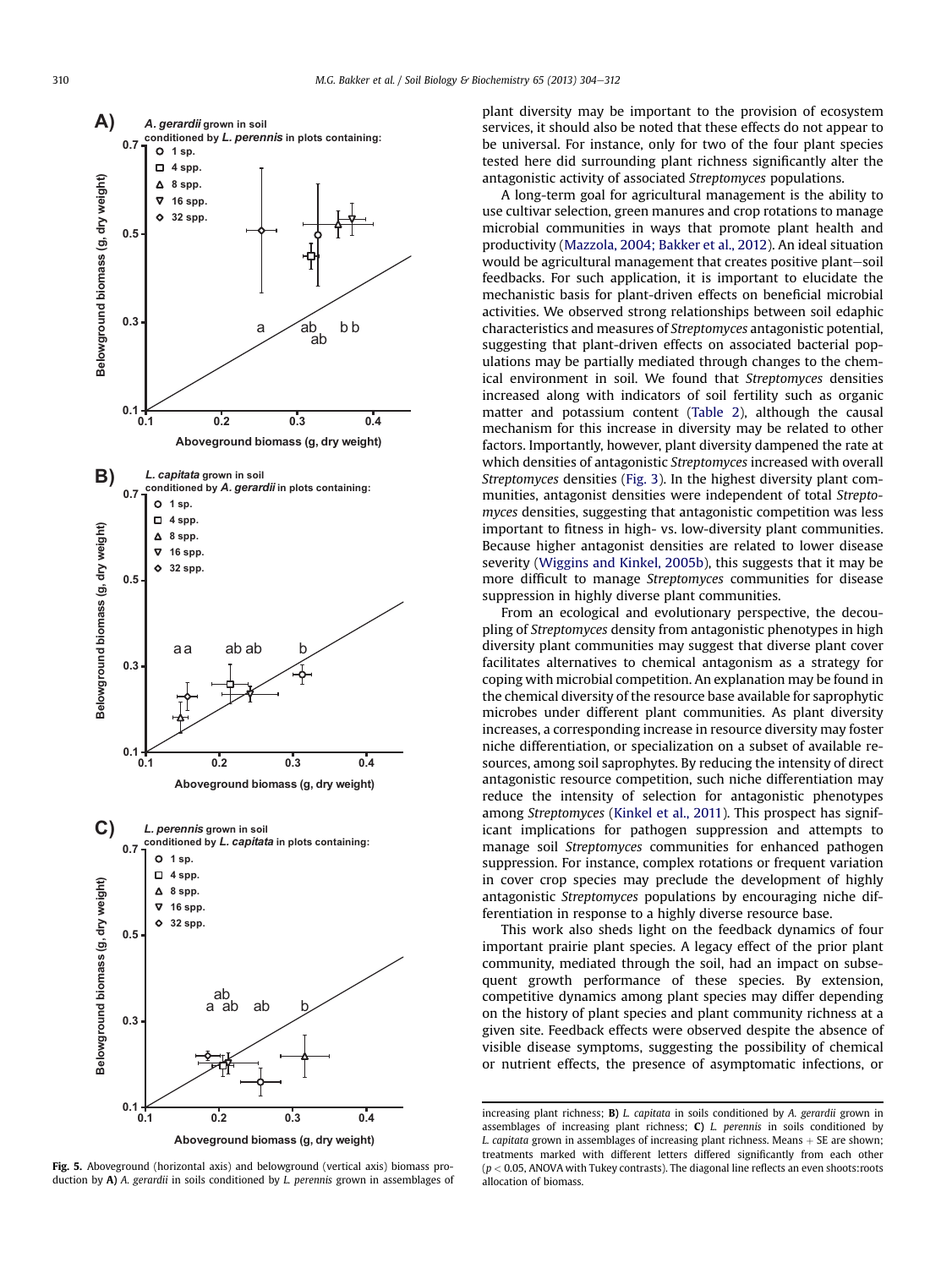Fig. 5. Aboveground (horizontal axis) and belowground (vertical axis) biomass production by **A)** *A. gerardii* in soils conditioned by *L. perennis* grown in assemblages of increasing plant richness; **B)** *L. capitata* in soils conditioned by *A. gerardii* grown in assemblages of increasing plant richness; **C)** *L. perennis* in soils conditioned by *L. capitata* grown in assemblages of increasing plant richness. Means + SE are shown; treatments marked with different letters differed significantly from each other ($p < 0.05$, ANOVA with Tukey contrasts). The diagonal line reflects an even shoots:roots allocation of biomass.

plant diversity may be important to the provision of ecosystem services, it should also be noted that these effects do not appear to be universal. For instance, only for two of the four plant species tested here did surrounding plant richness significantly alter the antagonistic activity of associated *Streptomyces* populations.

A long-term goal for agricultural management is the ability to use cultivar selection, green manures and crop rotations to manage microbial communities in ways that promote plant health and productivity (Mazzola, 2004; Bakker et al., 2012). An ideal situation would be agricultural management that creates positive plant–soil feedbacks. For such application, it is important to elucidate the mechanistic basis for plant-driven effects on beneficial microbial activities. We observed strong relationships between soil edaphic characteristics and measures of *Streptomyces* antagonistic potential, suggesting that plant-driven effects on associated bacterial populations may be partially mediated through changes to the chemical environment in soil. We found that *Streptomyces* densities increased along with indicators of soil fertility such as organic matter and potassium content (Table 2), although the causal mechanism for this increase in diversity may be related to other factors. Importantly, however, plant diversity dampened the rate at which densities of antagonistic *Streptomyces* increased with overall *Streptomyces* densities (Fig. 3). In the highest diversity plant communities, antagonist densities were independent of total *Streptomyces* densities, suggesting that antagonistic competition was less important to fitness in high- vs. low-diversity plant communities. Because higher antagonist densities are related to lower disease severity (Wiggins and Kinkel, 2005b), this suggests that it may be more difficult to manage *Streptomyces* communities for disease suppression in highly diverse plant communities.

From an ecological and evolutionary perspective, the decoupling of *Streptomyces* density from antagonistic phenotypes in high diversity plant communities may suggest that diverse plant cover facilitates alternatives to chemical antagonism as a strategy for coping with microbial competition. An explanation may be found in the chemical diversity of the resource base available for saprophytic microbes under different plant communities. As plant diversity increases, a corresponding increase in resource diversity may foster niche differentiation, or specialization on a subset of available resources, among soil saprophytes. By reducing the intensity of direct antagonistic resource competition, such niche differentiation may reduce the intensity of selection for antagonistic phenotypes among *Streptomyces* (Kinkel et al., 2011). This prospect has significant implications for pathogen suppression and attempts to manage soil *Streptomyces* communities for enhanced pathogen suppression. For instance, complex rotations or frequent variation in cover crop species may preclude the development of highly antagonistic *Streptomyces* populations by encouraging niche differentiation in response to a highly diverse resource base.

This work also sheds light on the feedback dynamics of four important prairie plant species. A legacy effect of the prior plant community, mediated through the soil, had an impact on subsequent growth performance of these species. By extension, competitive dynamics among plant species may differ depending on the history of plant species and plant community richness at a given site. Feedback effects were observed despite the absence of visible disease symptoms, suggesting the possibility of chemical or nutrient effects, the presence of asymptomatic infections, or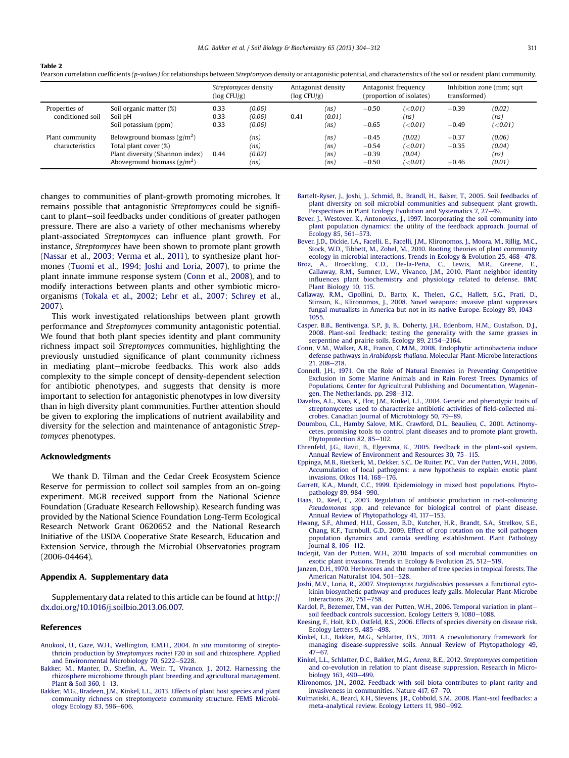**Table 2**
Pearson correlation coefficients *(p-values)* for relationships between *Streptomyces* density or antagonistic potential, and characteristics of the soil or resident plant community.

| | | *Streptomyces* density (log CFU/g) | | Antagonist density (log CFU/g) | | Antagonist frequency (proportion of isolates) | | Inhibition zone (mm; sqrt transformed) | |
|---|---|---|---|---|---|---|---|---|---|
| Properties of conditioned soil | Soil organic matter (%) | 0.33 | *(0.06)* | | *(ns)* | −0.50 | *(<0.01)* | −0.39 | *(0.02)* |
| | Soil pH | 0.33 | *(0.06)* | 0.41 | *(0.01)* | | *(ns)* | | *(ns)* |
| | Soil potassium (ppm) | 0.33 | *(0.06)* | | *(ns)* | −0.65 | *(<0.01)* | −0.49 | *(<0.01)* |
| Plant community characteristics | Belowground biomass (g/m$^2$) | | *(ns)* | | *(ns)* | −0.45 | *(0.02)* | −0.37 | *(0.06)* |
| | Total plant cover (%) | | *(ns)* | | *(ns)* | −0.54 | *(<0.01)* | −0.35 | *(0.04)* |
| | Plant diversity (Shannon index) | 0.44 | *(0.02)* | | *(ns)* | −0.39 | *(0.04)* | | *(ns)* |
| | Aboveground biomass (g/m$^2$) | | *(ns)* | | *(ns)* | −0.50 | *(<0.01)* | −0.46 | *(0.01)* |

changes to communities of plant-growth promoting microbes. It remains possible that antagonistic *Streptomyces* could be significant to plant–soil feedbacks under conditions of greater pathogen pressure. There are also a variety of other mechanisms whereby plant-associated *Streptomyces* can influence plant growth. For instance, *Streptomyces* have been shown to promote plant growth (Nassar et al., 2003; Verma et al., 2011), to synthesize plant hormones (Tuomi et al., 1994; Joshi and Loria, 2007), to prime the plant innate immune response system (Conn et al., 2008), and to modify interactions between plants and other symbiotic microorganisms (Tokala et al., 2002; Lehr et al., 2007; Schrey et al., 2007).

This work investigated relationships between plant growth performance and *Streptomyces* community antagonistic potential. We found that both plant species identity and plant community richness impact soil *Streptomyces* communities, highlighting the previously unstudied significance of plant community richness in mediating plant–microbe feedbacks. This work also adds complexity to the simple concept of density-dependent selection for antibiotic phenotypes, and suggests that density is more important to selection for antagonistic phenotypes in low diversity than in high diversity plant communities. Further attention should be given to exploring the implications of nutrient availability and diversity for the selection and maintenance of antagonistic *Streptomyces* phenotypes.

## Acknowledgments

We thank D. Tilman and the Cedar Creek Ecosystem Science Reserve for permission to collect soil samples from an on-going experiment. MGB received support from the National Science Foundation (Graduate Research Fellowship). Research funding was provided by the National Science Foundation Long-Term Ecological Research Network Grant 0620652 and the National Research Initiative of the USDA Cooperative State Research, Education and Extension Service, through the Microbial Observatories program (2006-04464).

## Appendix A. Supplementary data

Supplementary data related to this article can be found at http://dx.doi.org/10.1016/j.soilbio.2013.06.007.

## References

Anukool, U., Gaze, W.H., Wellington, E.M.H., 2004. *In situ* monitoring of streptothricin production by *Streptomyces rochei* F20 in soil and rhizosphere. Applied and Environmental Microbiology 70, 5222–5228.

Bakker, M., Manter, D., Sheflin, A., Weir, T., Vivanco, J., 2012. Harnessing the rhizosphere microbiome through plant breeding and agricultural management. Plant & Soil 360, 1–13.

Bakker, M.G., Bradeen, J.M., Kinkel, L.L., 2013. Effects of plant host species and plant community richness on streptomycete community structure. FEMS Microbiology Ecology 83, 596–606.

Bartelt-Ryser, J., Joshi, J., Schmid, B., Brandl, H., Balser, T., 2005. Soil feedbacks of plant diversity on soil microbial communities and subsequent plant growth. Perspectives in Plant Ecology Evolution and Systematics 7, 27–49.

Bever, J., Westover, K., Antonovics, J., 1997. Incorporating the soil community into plant population dynamics: the utility of the feedback approach. Journal of Ecology 85, 561–573.

Bever, J.D., Dickie, I.A., Facelli, E., Facelli, J.M., Klironomos, J., Moora, M., Rillig, M.C., Stock, W.D., Tibbett, M., Zobel, M., 2010. Rooting theories of plant community ecology in microbial interactions. Trends in Ecology & Evolution 25, 468–478.

Broz, A., Broeckling, C.D., De-la-Peña, C., Lewis, M.R., Greene, E., Callaway, R.M., Sumner, L.W., Vivanco, J.M., 2010. Plant neighbor identity influences plant biochemistry and physiology related to defense. BMC Plant Biology 10, 115.

Callaway, R.M., Cipollini, D., Barto, K., Thelen, G.C., Hallett, S.G., Prati, D., Stinson, K., Klironomos, J., 2008. Novel weapons: invasive plant suppresses fungal mutualists in America but not in its native Europe. Ecology 89, 1043–1055.

Casper, B.B., Bentivenga, S.P., Ji, B., Doherty, J.H., Edenborn, H.M., Gustafson, D.J., 2008. Plant-soil feedback: testing the generality with the same grasses in serpentine and prairie soils. Ecology 89, 2154–2164.

Conn, V.M., Walker, A.R., Franco, C.M.M., 2008. Endophytic actinobacteria induce defense pathways in *Arabidopsis thaliana*. Molecular Plant-Microbe Interactions 21, 208–218.

Connell, J.H., 1971. On the Role of Natural Enemies in Preventing Competitive Exclusion in Some Marine Animals and in Rain Forest Trees. Dynamics of Populations. Center for Agricultural Publishing and Documentation, Wageningen, The Netherlands, pp. 298–312.

Davelos, A.L., Xiao, K., Flor, J.M., Kinkel, L.L., 2004. Genetic and phenotypic traits of streptomycetes used to characterize antibiotic activities of field-collected microbes. Canadian Journal of Microbiology 50, 79–89.

Doumbou, C.L., Hamby Salove, M.K., Crawford, D.L., Beaulieu, C., 2001. Actinomycetes, promising tools to control plant diseases and to promote plant growth. Phytoprotection 82, 85–102.

Ehrenfeld, J.G., Ravit, B., Elgersma, K., 2005. Feedback in the plant-soil system. Annual Review of Environment and Resources 30, 75–115.

Eppinga, M.B., Rietkerk, M., Dekker, S.C., De Ruiter, P.C., Van der Putten, W.H., 2006. Accumulation of local pathogens: a new hypothesis to explain exotic plant invasions. Oikos 114, 168–176.

Garrett, K.A., Mundt, C.C., 1999. Epidemiology in mixed host populations. Phytopathology 89, 984–990.

Haas, D., Keel, C., 2003. Regulation of antibiotic production in root-colonizing *Pseudomonas* spp. and relevance for biological control of plant disease. Annual Review of Phytopathology 41, 117–153.

Hwang, S.F., Ahmed, H.U., Gossen, B.D., Kutcher, H.R., Brandt, S.A., Strelkov, S.E., Chang, K.F., Turnbull, G.D., 2009. Effect of crop rotation on the soil pathogen population dynamics and canola seedling establishment. Plant Pathology Journal 8, 106–112.

Inderjit, Van der Putten, W.H., 2010. Impacts of soil microbial communities on exotic plant invasions. Trends in Ecology & Evolution 25, 512–519.

Janzen, D.H., 1970. Herbivores and the number of tree species in tropical forests. The American Naturalist 104, 501–528.

Joshi, M.V., Loria, R., 2007. *Streptomyces turgidiscabies* possesses a functional cytokinin biosynthetic pathway and produces leafy galls. Molecular Plant-Microbe Interactions 20, 751–758.

Kardol, P., Bezemer, T.M., van der Putten, W.H., 2006. Temporal variation in plant–soil feedback controls succession. Ecology Letters 9, 1080–1088.

Keesing, F., Holt, R.D., Ostfeld, R.S., 2006. Effects of species diversity on disease risk. Ecology Letters 9, 485–498.

Kinkel, L.L., Bakker, M.G., Schlatter, D.S., 2011. A coevolutionary framework for managing disease-suppressive soils. Annual Review of Phytopathology 49, 47–67.

Kinkel, L.L., Schlatter, D.C., Bakker, M.G., Arenz, B.E., 2012. *Streptomyces* competition and co-evolution in relation to plant disease suppression. Research in Microbiology 163, 490–499.

Klironomos, J.N., 2002. Feedback with soil biota contributes to plant rarity and invasiveness in communities. Nature 417, 67–70.

Kulmatiski, A., Beard, K.H., Stevens, J.R., Cobbold, S.M., 2008. Plant-soil feedbacks: a meta-analytical review. Ecology Letters 11, 980–992.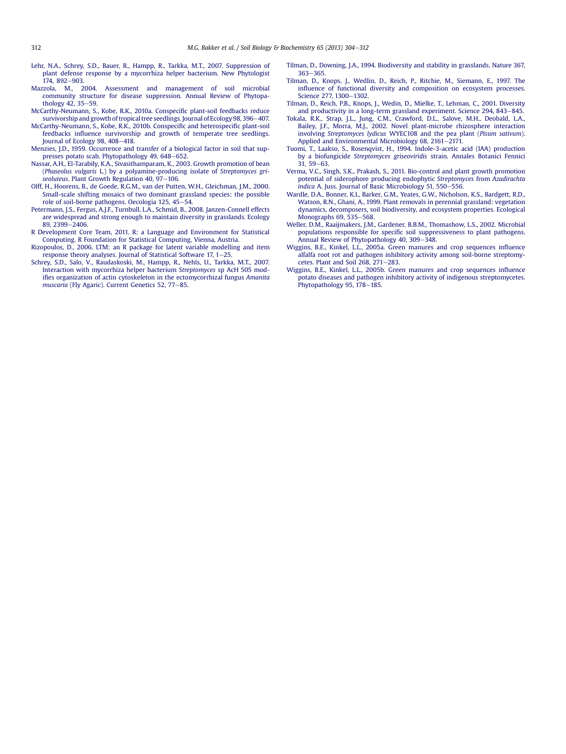Lehr, N.A., Schrey, S.D., Bauer, R., Hampp, R., Tarkka, M.T., 2007. Suppression of plant defense response by a mycorrhiza helper bacterium. New Phytologist 174, 892–903.

Mazzola, M., 2004. Assessment and management of soil microbial community structure for disease suppression. Annual Review of Phytopathology 42, 35–59.

McCarthy-Neumann, S., Kobe, R.K., 2010a. Conspecific plant-soil feedbacks reduce survivorship and growth of tropical tree seedlings. Journal of Ecology 98, 396–407.

McCarthy-Neumann, S., Kobe, R.K., 2010b. Conspecific and heterospecific plant-soil feedbacks influence survivorship and growth of temperate tree seedlings. Journal of Ecology 98, 408–418.

Menzies, J.D., 1959. Occurrence and transfer of a biological factor in soil that suppresses potato scab. Phytopathology 49, 648–652.

Nassar, A.H., El-Tarabily, K.A., Sivasithamparam, K., 2003. Growth promotion of bean (*Phaseolus vulgaris* L.) by a polyamine-producing isolate of *Streptomyces griseoluteus*. Plant Growth Regulation 40, 97–106.

Olff, H., Hoorens, B., de Goede, R.G.M., van der Putten, W.H., Gleichman, J.M., 2000. Small-scale shifting mosaics of two dominant grassland species: the possible role of soil-borne pathogens. Oecologia 125, 45–54.

Petermann, J.S., Fergus, A.J.F., Turnbull, L.A., Schmid, B., 2008. Janzen-Connell effects are widespread and strong enough to maintain diversity in grasslands. Ecology 89, 2399–2406.

R Development Core Team, 2011. R: a Language and Environment for Statistical Computing. R Foundation for Statistical Computing, Vienna, Austria.

Rizopoulos, D., 2006. LTM: an R package for latent variable modelling and item response theory analyses. Journal of Statistical Software 17, 1–25.

Schrey, S.D., Salo, V., Raudaskoski, M., Hampp, R., Nehls, U., Tarkka, M.T., 2007. Interaction with mycorrhiza helper bacterium *Streptomyces* sp AcH 505 modifies organization of actin cytoskeleton in the ectomycorrhizal fungus *Amanita muscaria* (Fly Agaric). Current Genetics 52, 77–85.

Tilman, D., Downing, J.A., 1994. Biodiversity and stability in grasslands. Nature 367, 363–365.

Tilman, D., Knops, J., Wedlin, D., Reich, P., Ritchie, M., Siemann, E., 1997. The influence of functional diversity and composition on ecosystem processes. Science 277, 1300–1302.

Tilman, D., Reich, P.B., Knops, J., Wedin, D., Mielke, T., Lehman, C., 2001. Diversity and productivity in a long-term grassland experiment. Science 294, 843–845.

Tokala, R.K., Strap, J.L., Jung, C.M., Crawford, D.L., Salove, M.H., Deobald, L.A., Bailey, J.F., Morra, M.J., 2002. Novel plant-microbe rhizosphere interaction involving *Streptomyces lydicus* WYEC108 and the pea plant (*Pisum sativum*). Applied and Environmental Microbiology 68, 2161–2171.

Tuomi, T., Laakso, S., Rosenqvist, H., 1994. Indole-3-acetic acid (IAA) production by a biofungicide *Streptomyces griseoviridis* strain. Annales Botanici Fennici 31, 59–63.

Verma, V.C., Singh, S.K., Prakash, S., 2011. Bio-control and plant growth promotion potential of siderophore producing endophytic *Streptomyces* from *Azadirachta indica* A. Juss. Journal of Basic Microbiology 51, 550–556.

Wardle, D.A., Bonner, K.I., Barker, G.M., Yeates, G.W., Nicholson, K.S., Bardgett, R.D., Watson, R.N., Ghani, A., 1999. Plant removals in perennial grassland: vegetation dynamics, decomposers, soil biodiversity, and ecosystem properties. Ecological Monographs 69, 535–568.

Weller, D.M., Raaijmakers, J.M., Gardener, B.B.M., Thomashow, L.S., 2002. Microbial populations responsible for specific soil suppressiveness to plant pathogens. Annual Review of Phytopathology 40, 309–348.

Wiggins, B.E., Kinkel, L.L., 2005a. Green manures and crop sequences influence alfalfa root rot and pathogen inhibitory activity among soil-borne streptomycetes. Plant and Soil 268, 271–283.

Wiggins, B.E., Kinkel, L.L., 2005b. Green manures and crop sequences influence potato diseases and pathogen inhibitory activity of indigenous streptomycetes. Phytopathology 95, 178–185.